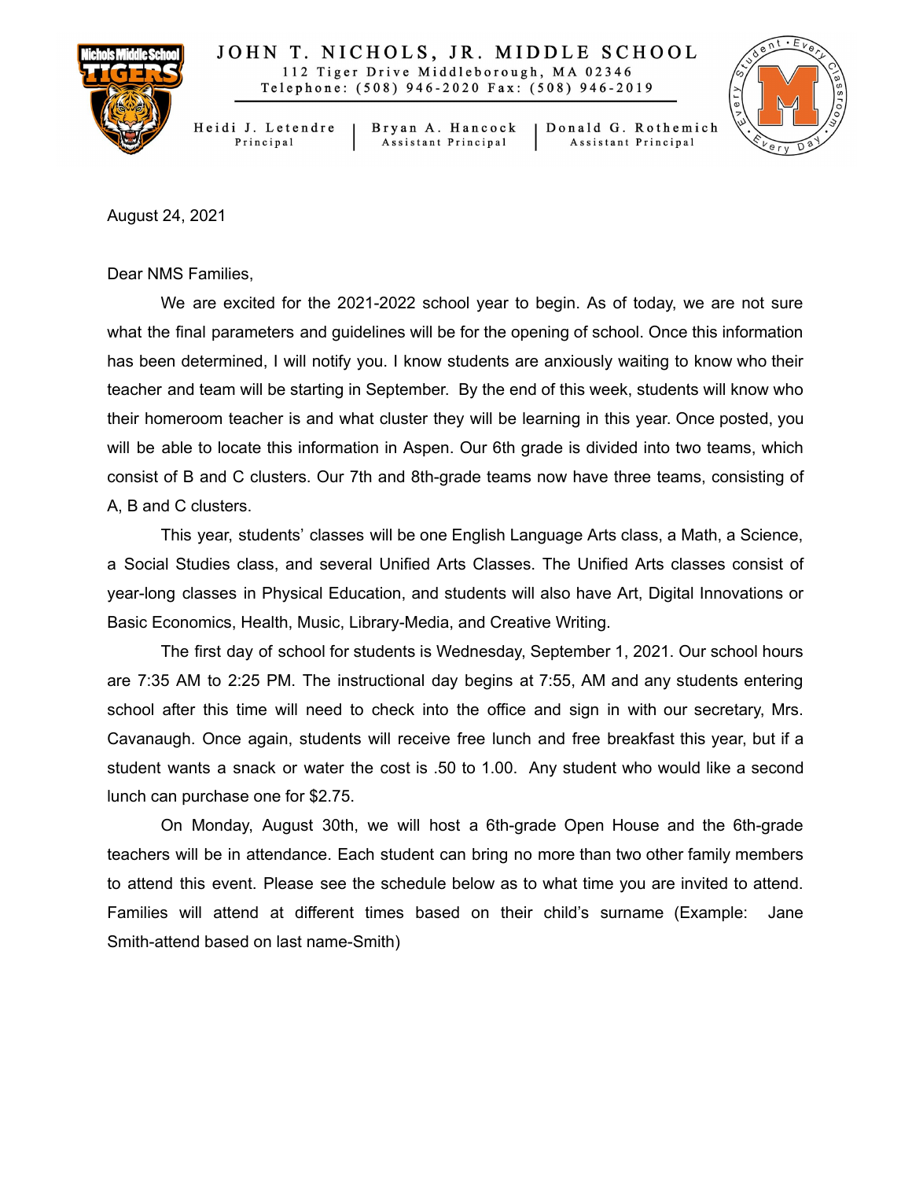# JOHN T. NICHOLS, JR. MIDDLE SCHOOL

112 Tiger Drive Middleborough, MA 02346
Telephone: (508) 946-2020 Fax: (508) 946-2019

Heidi J. Letendre, Principal | Bryan A. Hancock, Assistant Principal | Donald G. Rothemich, Assistant Principal

August 24, 2021

Dear NMS Families,

We are excited for the 2021-2022 school year to begin. As of today, we are not sure what the final parameters and guidelines will be for the opening of school. Once this information has been determined, I will notify you. I know students are anxiously waiting to know who their teacher and team will be starting in September. By the end of this week, students will know who their homeroom teacher is and what cluster they will be learning in this year. Once posted, you will be able to locate this information in Aspen. Our 6th grade is divided into two teams, which consist of B and C clusters. Our 7th and 8th-grade teams now have three teams, consisting of A, B and C clusters.

This year, students' classes will be one English Language Arts class, a Math, a Science, a Social Studies class, and several Unified Arts Classes. The Unified Arts classes consist of year-long classes in Physical Education, and students will also have Art, Digital Innovations or Basic Economics, Health, Music, Library-Media, and Creative Writing.

The first day of school for students is Wednesday, September 1, 2021. Our school hours are 7:35 AM to 2:25 PM. The instructional day begins at 7:55, AM and any students entering school after this time will need to check into the office and sign in with our secretary, Mrs. Cavanaugh. Once again, students will receive free lunch and free breakfast this year, but if a student wants a snack or water the cost is .50 to 1.00. Any student who would like a second lunch can purchase one for $2.75.

On Monday, August 30th, we will host a 6th-grade Open House and the 6th-grade teachers will be in attendance. Each student can bring no more than two other family members to attend this event. Please see the schedule below as to what time you are invited to attend. Families will attend at different times based on their child's surname (Example: Jane Smith-attend based on last name-Smith)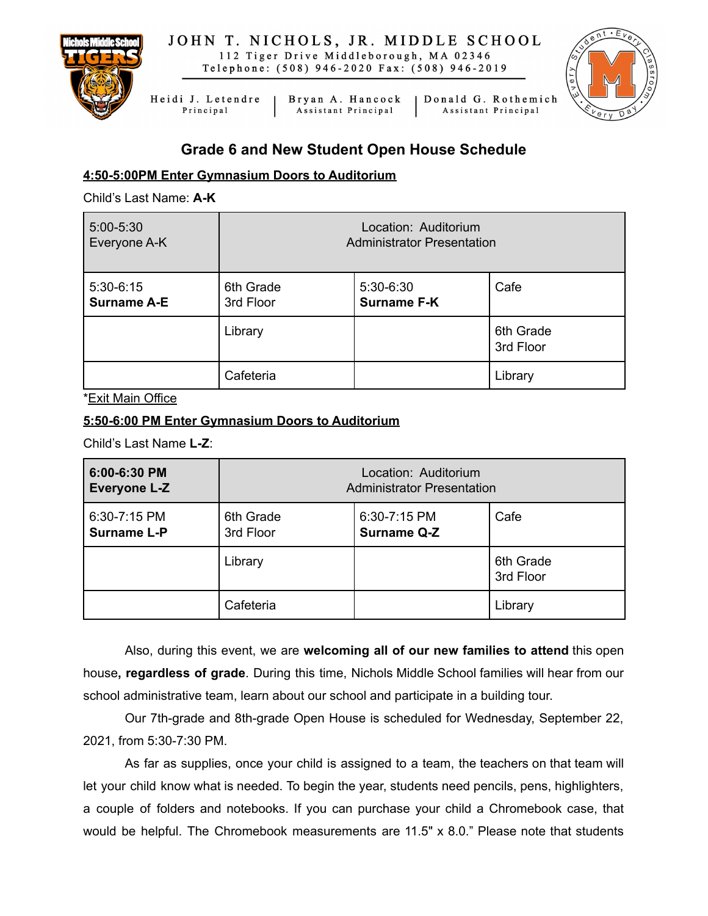JOHN T. NICHOLS, JR. MIDDLE SCHOOL
112 Tiger Drive Middleborough, MA 02346
Telephone: (508) 946-2020 Fax: (508) 946-2019

Heidi J. Letendre, Principal | Bryan A. Hancock, Assistant Principal | Donald G. Rothemich, Assistant Principal

## Grade 6 and New Student Open House Schedule

**4:50-5:00PM Enter Gymnasium Doors to Auditorium**

Child's Last Name: **A-K**

| | | | |
|---|---|---|---|
| 5:00-5:30<br>Everyone A-K | Location: Auditorium<br>Administrator Presentation | | |
| 5:30-6:15<br>**Surname A-E** | 6th Grade<br>3rd Floor | 5:30-6:30<br>**Surname F-K** | Cafe |
| | Library | | 6th Grade<br>3rd Floor |
| | Cafeteria | | Library |

*Exit Main Office

**5:50-6:00 PM Enter Gymnasium Doors to Auditorium**

Child's Last Name **L-Z**:

| | | | |
|---|---|---|---|
| **6:00-6:30 PM**<br>**Everyone L-Z** | Location: Auditorium<br>Administrator Presentation | | |
| 6:30-7:15 PM<br>**Surname L-P** | 6th Grade<br>3rd Floor | 6:30-7:15 PM<br>**Surname Q-Z** | Cafe |
| | Library | | 6th Grade<br>3rd Floor |
| | Cafeteria | | Library |

Also, during this event, we are **welcoming all of our new families to attend** this open house**, regardless of grade**. During this time, Nichols Middle School families will hear from our school administrative team, learn about our school and participate in a building tour.

Our 7th-grade and 8th-grade Open House is scheduled for Wednesday, September 22, 2021, from 5:30-7:30 PM.

As far as supplies, once your child is assigned to a team, the teachers on that team will let your child know what is needed. To begin the year, students need pencils, pens, highlighters, a couple of folders and notebooks. If you can purchase your child a Chromebook case, that would be helpful. The Chromebook measurements are 11.5" x 8.0." Please note that students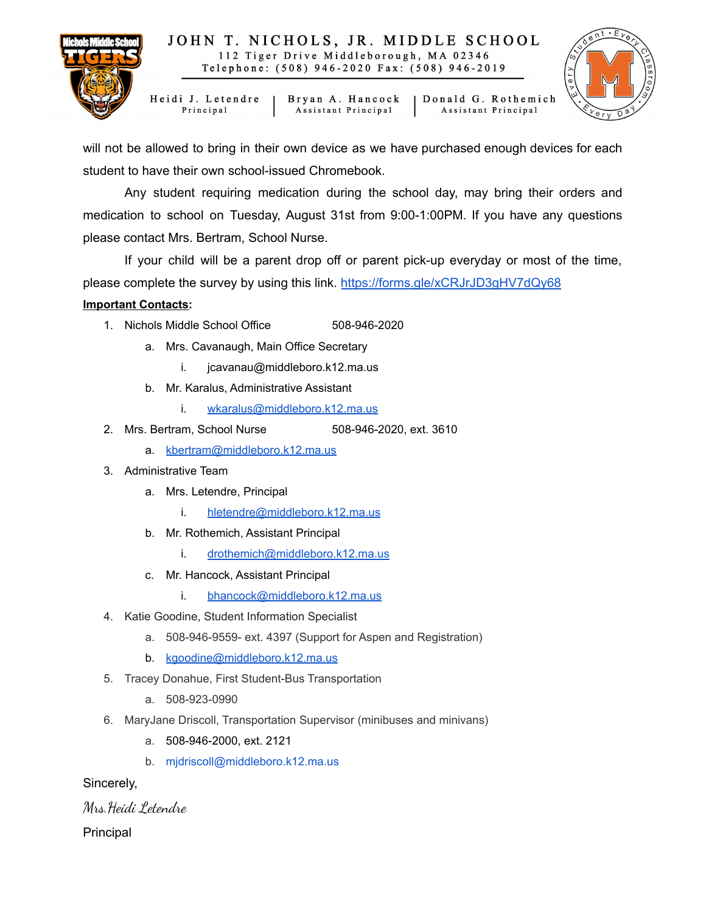will not be allowed to bring in their own device as we have purchased enough devices for each student to have their own school-issued Chromebook.

Any student requiring medication during the school day, may bring their orders and medication to school on Tuesday, August 31st from 9:00-1:00PM. If you have any questions please contact Mrs. Bertram, School Nurse.

If your child will be a parent drop off or parent pick-up everyday or most of the time, please complete the survey by using this link. https://forms.gle/xCRJrJD3gHV7dQy68

**Important Contacts**:

1. Nichols Middle School Office 508-946-2020
   a. Mrs. Cavanaugh, Main Office Secretary
      i. jcavanau@middleboro.k12.ma.us
   b. Mr. Karalus, Administrative Assistant
      i. wkaralus@middleboro.k12.ma.us
2. Mrs. Bertram, School Nurse 508-946-2020, ext. 3610
   a. kbertram@middleboro.k12.ma.us
3. Administrative Team
   a. Mrs. Letendre, Principal
      i. hletendre@middleboro.k12.ma.us
   b. Mr. Rothemich, Assistant Principal
      i. drothemich@middleboro.k12.ma.us
   c. Mr. Hancock, Assistant Principal
      i. bhancock@middleboro.k12.ma.us
4. Katie Goodine, Student Information Specialist
   a. 508-946-9559- ext. 4397 (Support for Aspen and Registration)
   b. kgoodine@middleboro.k12.ma.us
5. Tracey Donahue, First Student-Bus Transportation
   a. 508-923-0990
6. MaryJane Driscoll, Transportation Supervisor (minibuses and minivans)
   a. 508-946-2000, ext. 2121
   b. mjdriscoll@middleboro.k12.ma.us

Sincerely,

*Mrs. Heidi Letendre*

Principal